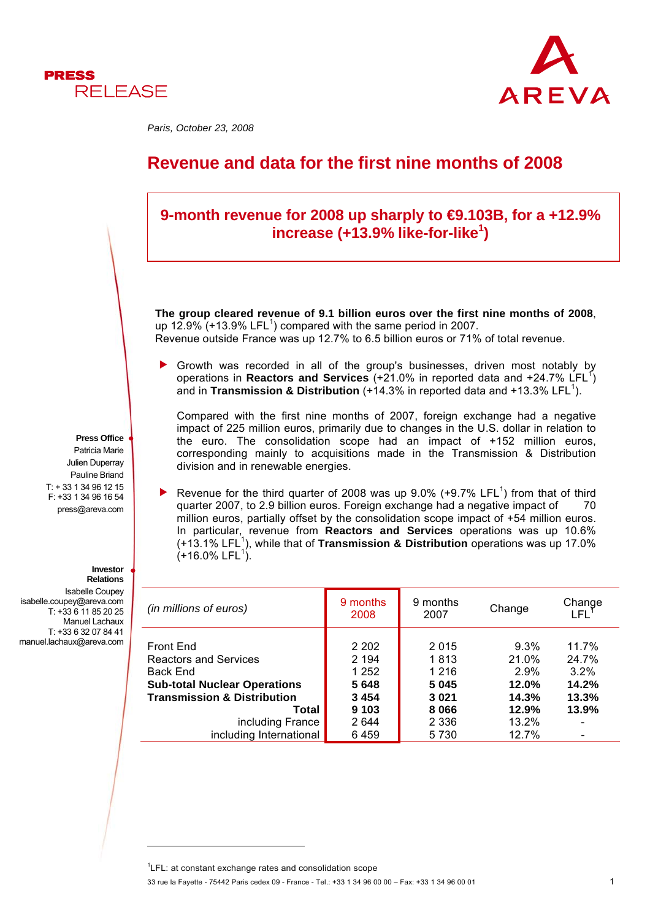PRESS RELEASE

AREVA

*Paris, October 23, 2008*

# Revenue and data for the first nine months of 2008

## 9-month revenue for 2008 up sharply to €9.103B, for a +12.9% increase (+13.9% like-for-like[1])

**The group cleared revenue of 9.1 billion euros over the first nine months of 2008**, up 12.9% (+13.9% LFL[1]) compared with the same period in 2007.
Revenue outside France was up 12.7% to 6.5 billion euros or 71% of total revenue.

- Growth was recorded in all of the group's businesses, driven most notably by operations in **Reactors and Services** (+21.0% in reported data and +24.7% LFL[1]) and in **Transmission & Distribution** (+14.3% in reported data and +13.3% LFL[1]).

  Compared with the first nine months of 2007, foreign exchange had a negative impact of 225 million euros, primarily due to changes in the U.S. dollar in relation to the euro. The consolidation scope had an impact of +152 million euros, corresponding mainly to acquisitions made in the Transmission & Distribution division and in renewable energies.

- Revenue for the third quarter of 2008 was up 9.0% (+9.7% LFL[1]) from that of third quarter 2007, to 2.9 billion euros. Foreign exchange had a negative impact of 70 million euros, partially offset by the consolidation scope impact of +54 million euros. In particular, revenue from **Reactors and Services** operations was up 10.6% (+13.1% LFL[1]), while that of **Transmission & Distribution** operations was up 17.0% (+16.0% LFL[1]).

| *(in millions of euros)* | 9 months 2008 | 9 months 2007 | Change | Change LFL[1] |
|---|---|---|---|---|
| Front End | 2 202 | 2 015 | 9.3% | 11.7% |
| Reactors and Services | 2 194 | 1 813 | 21.0% | 24.7% |
| Back End | 1 252 | 1 216 | 2.9% | 3.2% |
| **Sub-total Nuclear Operations** | **5 648** | **5 045** | **12.0%** | **14.2%** |
| **Transmission & Distribution** | **3 454** | **3 021** | **14.3%** | **13.3%** |
| **Total** | **9 103** | **8 066** | **12.9%** | **13.9%** |
| including France | 2 644 | 2 336 | 13.2% | - |
| including International | 6 459 | 5 730 | 12.7% | - |

**Press Office**
Patricia Marie
Julien Duperray
Pauline Briand
T: + 33 1 34 96 12 15
F: +33 1 34 96 16 54
press@areva.com

**Investor Relations**
Isabelle Coupey
isabelle.coupey@areva.com
T: +33 6 11 85 20 25
Manuel Lachaux
T: +33 6 32 07 84 41
manuel.lachaux@areva.com

[1]LFL: at constant exchange rates and consolidation scope

33 rue la Fayette - 75442 Paris cedex 09 - France - Tel.: +33 1 34 96 00 00 – Fax: +33 1 34 96 00 01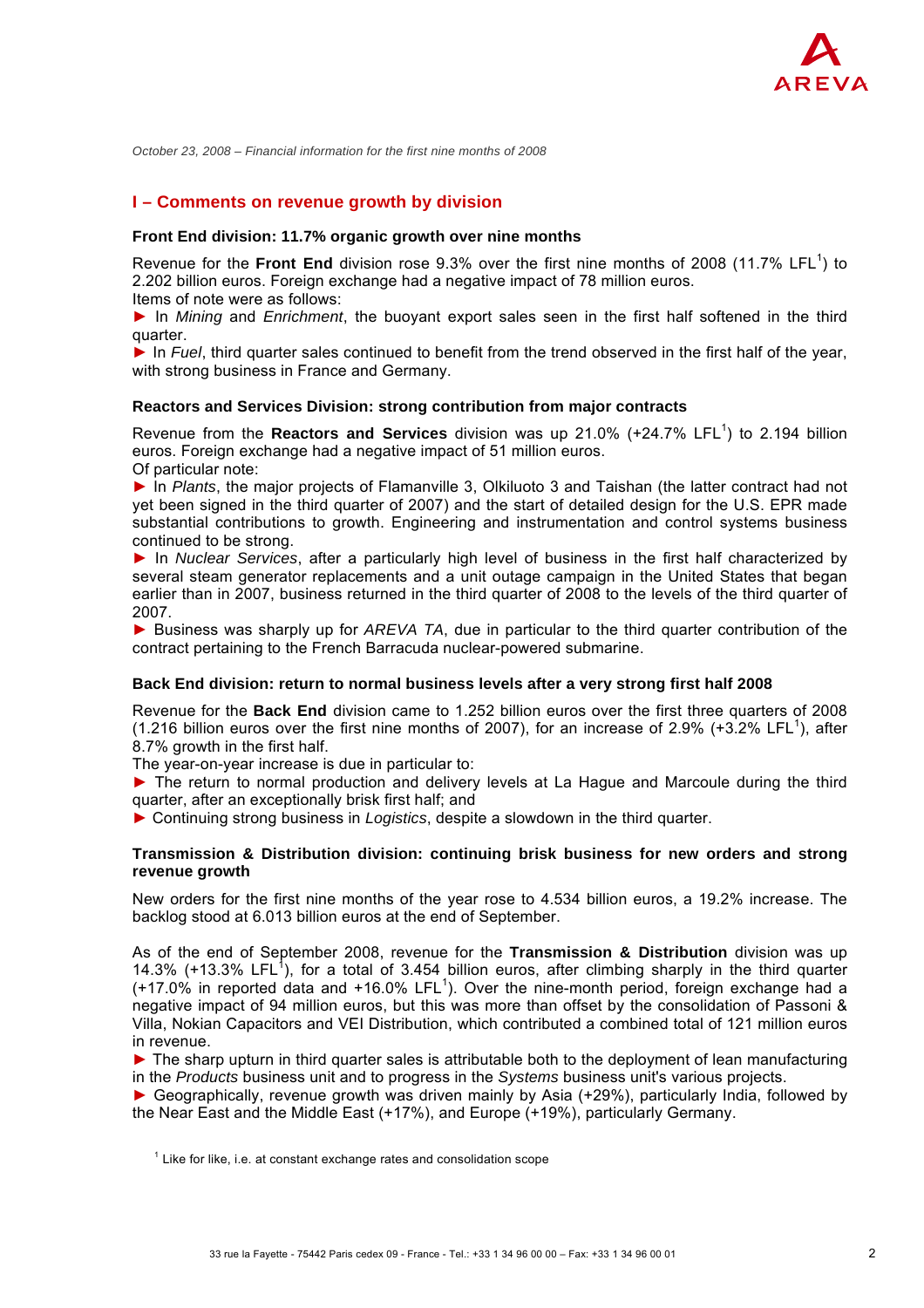October 23, 2008 – Financial information for the first nine months of 2008

## I – Comments on revenue growth by division

### Front End division: 11.7% organic growth over nine months

Revenue for the **Front End** division rose 9.3% over the first nine months of 2008 (11.7% LFL[1]) to 2.202 billion euros. Foreign exchange had a negative impact of 78 million euros.
Items of note were as follows:

► In *Mining* and *Enrichment*, the buoyant export sales seen in the first half softened in the third quarter.

► In *Fuel*, third quarter sales continued to benefit from the trend observed in the first half of the year, with strong business in France and Germany.

### Reactors and Services Division: strong contribution from major contracts

Revenue from the **Reactors and Services** division was up 21.0% (+24.7% LFL[1]) to 2.194 billion euros. Foreign exchange had a negative impact of 51 million euros.
Of particular note:

► In *Plants*, the major projects of Flamanville 3, Olkiluoto 3 and Taishan (the latter contract had not yet been signed in the third quarter of 2007) and the start of detailed design for the U.S. EPR made substantial contributions to growth. Engineering and instrumentation and control systems business continued to be strong.

► In *Nuclear Services*, after a particularly high level of business in the first half characterized by several steam generator replacements and a unit outage campaign in the United States that began earlier than in 2007, business returned in the third quarter of 2008 to the levels of the third quarter of 2007.

► Business was sharply up for *AREVA TA*, due in particular to the third quarter contribution of the contract pertaining to the French Barracuda nuclear-powered submarine.

### Back End division: return to normal business levels after a very strong first half 2008

Revenue for the **Back End** division came to 1.252 billion euros over the first three quarters of 2008 (1.216 billion euros over the first nine months of 2007), for an increase of 2.9% (+3.2% LFL[1]), after 8.7% growth in the first half.
The year-on-year increase is due in particular to:

► The return to normal production and delivery levels at La Hague and Marcoule during the third quarter, after an exceptionally brisk first half; and

► Continuing strong business in *Logistics*, despite a slowdown in the third quarter.

### Transmission & Distribution division: continuing brisk business for new orders and strong revenue growth

New orders for the first nine months of the year rose to 4.534 billion euros, a 19.2% increase. The backlog stood at 6.013 billion euros at the end of September.

As of the end of September 2008, revenue for the **Transmission & Distribution** division was up 14.3% (+13.3% LFL[1]), for a total of 3.454 billion euros, after climbing sharply in the third quarter (+17.0% in reported data and +16.0% LFL[1]). Over the nine-month period, foreign exchange had a negative impact of 94 million euros, but this was more than offset by the consolidation of Passoni & Villa, Nokian Capacitors and VEI Distribution, which contributed a combined total of 121 million euros in revenue.

► The sharp upturn in third quarter sales is attributable both to the deployment of lean manufacturing in the *Products* business unit and to progress in the *Systems* business unit's various projects.

► Geographically, revenue growth was driven mainly by Asia (+29%), particularly India, followed by the Near East and the Middle East (+17%), and Europe (+19%), particularly Germany.

[1] Like for like, i.e. at constant exchange rates and consolidation scope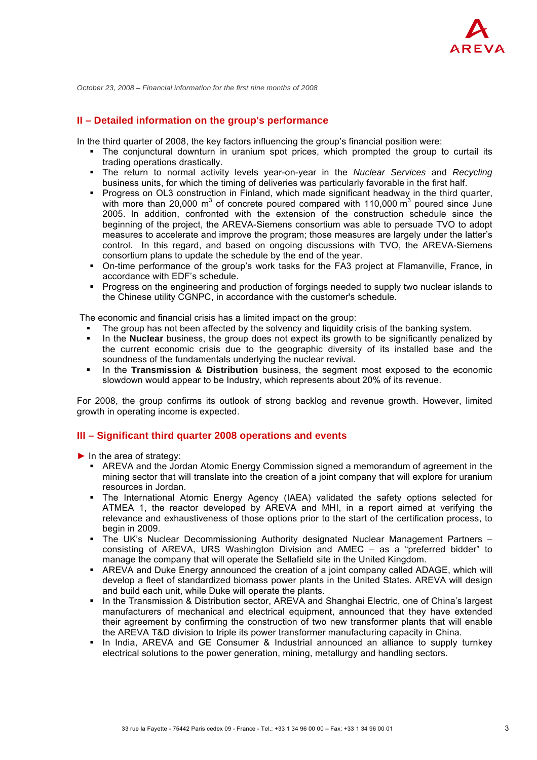October 23, 2008 – Financial information for the first nine months of 2008

## II – Detailed information on the group's performance

In the third quarter of 2008, the key factors influencing the group's financial position were:

- The conjunctural downturn in uranium spot prices, which prompted the group to curtail its trading operations drastically.
- The return to normal activity levels year-on-year in the *Nuclear Services* and *Recycling* business units, for which the timing of deliveries was particularly favorable in the first half.
- Progress on OL3 construction in Finland, which made significant headway in the third quarter, with more than 20,000 $m^3$ of concrete poured compared with 110,000 $m^3$ poured since June 2005. In addition, confronted with the extension of the construction schedule since the beginning of the project, the AREVA-Siemens consortium was able to persuade TVO to adopt measures to accelerate and improve the program; those measures are largely under the latter's control. In this regard, and based on ongoing discussions with TVO, the AREVA-Siemens consortium plans to update the schedule by the end of the year.
- On-time performance of the group's work tasks for the FA3 project at Flamanville, France, in accordance with EDF's schedule.
- Progress on the engineering and production of forgings needed to supply two nuclear islands to the Chinese utility CGNPC, in accordance with the customer's schedule.

The economic and financial crisis has a limited impact on the group:

- The group has not been affected by the solvency and liquidity crisis of the banking system.
- In the **Nuclear** business, the group does not expect its growth to be significantly penalized by the current economic crisis due to the geographic diversity of its installed base and the soundness of the fundamentals underlying the nuclear revival.
- In the **Transmission & Distribution** business, the segment most exposed to the economic slowdown would appear to be Industry, which represents about 20% of its revenue.

For 2008, the group confirms its outlook of strong backlog and revenue growth. However, limited growth in operating income is expected.

## III – Significant third quarter 2008 operations and events

► In the area of strategy:

- AREVA and the Jordan Atomic Energy Commission signed a memorandum of agreement in the mining sector that will translate into the creation of a joint company that will explore for uranium resources in Jordan.
- The International Atomic Energy Agency (IAEA) validated the safety options selected for ATMEA 1, the reactor developed by AREVA and MHI, in a report aimed at verifying the relevance and exhaustiveness of those options prior to the start of the certification process, to begin in 2009.
- The UK's Nuclear Decommissioning Authority designated Nuclear Management Partners – consisting of AREVA, URS Washington Division and AMEC – as a "preferred bidder" to manage the company that will operate the Sellafield site in the United Kingdom.
- AREVA and Duke Energy announced the creation of a joint company called ADAGE, which will develop a fleet of standardized biomass power plants in the United States. AREVA will design and build each unit, while Duke will operate the plants.
- In the Transmission & Distribution sector, AREVA and Shanghai Electric, one of China's largest manufacturers of mechanical and electrical equipment, announced that they have extended their agreement by confirming the construction of two new transformer plants that will enable the AREVA T&D division to triple its power transformer manufacturing capacity in China.
- In India, AREVA and GE Consumer & Industrial announced an alliance to supply turnkey electrical solutions to the power generation, mining, metallurgy and handling sectors.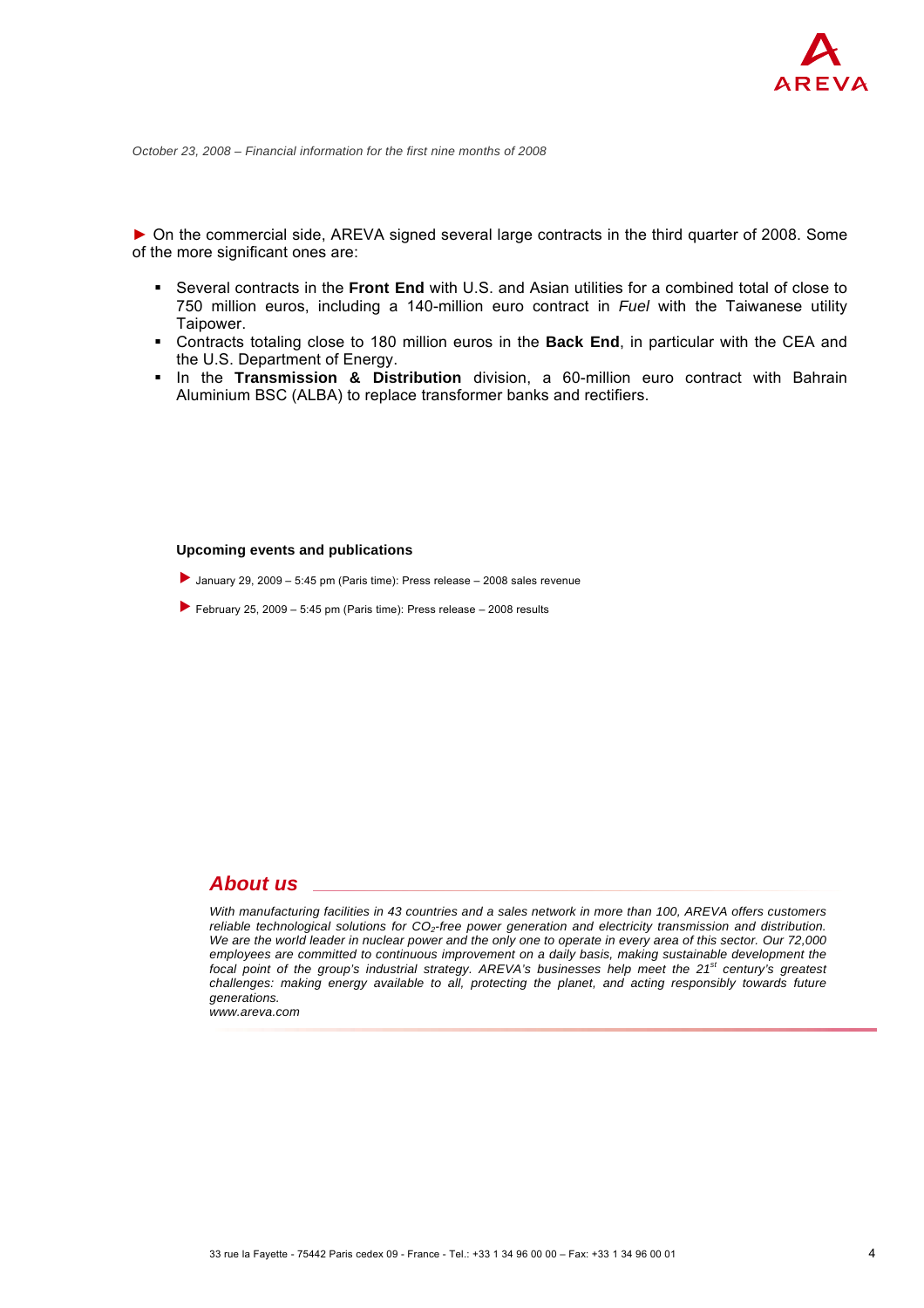*October 23, 2008 – Financial information for the first nine months of 2008*

► On the commercial side, AREVA signed several large contracts in the third quarter of 2008. Some of the more significant ones are:

- Several contracts in the **Front End** with U.S. and Asian utilities for a combined total of close to 750 million euros, including a 140-million euro contract in *Fuel* with the Taiwanese utility Taipower.
- Contracts totaling close to 180 million euros in the **Back End**, in particular with the CEA and the U.S. Department of Energy.
- In the **Transmission & Distribution** division, a 60-million euro contract with Bahrain Aluminium BSC (ALBA) to replace transformer banks and rectifiers.

**Upcoming events and publications**

► January 29, 2009 – 5:45 pm (Paris time): Press release – 2008 sales revenue

► February 25, 2009 – 5:45 pm (Paris time): Press release – 2008 results

## *About us*

*With manufacturing facilities in 43 countries and a sales network in more than 100, AREVA offers customers reliable technological solutions for $CO_2$-free power generation and electricity transmission and distribution. We are the world leader in nuclear power and the only one to operate in every area of this sector. Our 72,000 employees are committed to continuous improvement on a daily basis, making sustainable development the focal point of the group's industrial strategy. AREVA's businesses help meet the 21st century's greatest challenges: making energy available to all, protecting the planet, and acting responsibly towards future generations.*
*www.areva.com*

33 rue la Fayette - 75442 Paris cedex 09 - France - Tel.: +33 1 34 96 00 00 – Fax: +33 1 34 96 00 01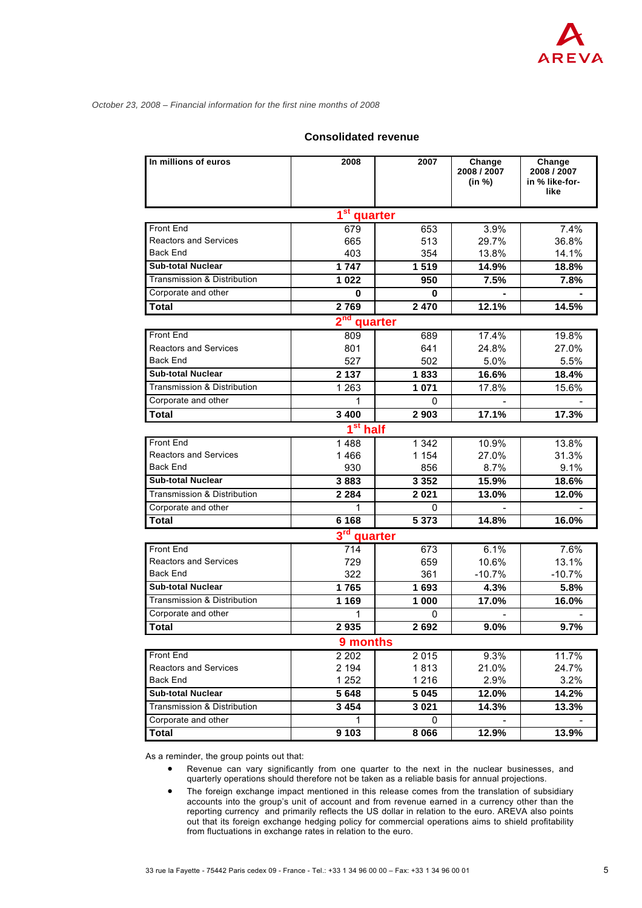*October 23, 2008 – Financial information for the first nine months of 2008*

## Consolidated revenue

| In millions of euros | 2008 | 2007 | Change 2008 / 2007 (in %) | Change 2008 / 2007 in % like-for-like |
|---|---|---|---|---|
| **1st quarter** | | | | |
| Front End | 679 | 653 | 3.9% | 7.4% |
| Reactors and Services | 665 | 513 | 29.7% | 36.8% |
| Back End | 403 | 354 | 13.8% | 14.1% |
| **Sub-total Nuclear** | **1 747** | **1 519** | **14.9%** | **18.8%** |
| Transmission & Distribution | **1 022** | **950** | **7.5%** | **7.8%** |
| Corporate and other | **0** | **0** | **-** | **-** |
| **Total** | **2 769** | **2 470** | **12.1%** | **14.5%** |
| **2nd quarter** | | | | |
| Front End | 809 | 689 | 17.4% | 19.8% |
| Reactors and Services | 801 | 641 | 24.8% | 27.0% |
| Back End | 527 | 502 | 5.0% | 5.5% |
| **Sub-total Nuclear** | **2 137** | **1 833** | **16.6%** | **18.4%** |
| Transmission & Distribution | 1 263 | **1 071** | 17.8% | 15.6% |
| Corporate and other | 1 | 0 | - | - |
| **Total** | **3 400** | **2 903** | **17.1%** | **17.3%** |
| **1st half** | | | | |
| Front End | 1 488 | 1 342 | 10.9% | 13.8% |
| Reactors and Services | 1 466 | 1 154 | 27.0% | 31.3% |
| Back End | 930 | 856 | 8.7% | 9.1% |
| **Sub-total Nuclear** | **3 883** | **3 352** | **15.9%** | **18.6%** |
| Transmission & Distribution | **2 284** | **2 021** | **13.0%** | **12.0%** |
| Corporate and other | 1 | 0 | - | - |
| **Total** | **6 168** | **5 373** | **14.8%** | **16.0%** |
| **3rd quarter** | | | | |
| Front End | 714 | 673 | 6.1% | 7.6% |
| Reactors and Services | 729 | 659 | 10.6% | 13.1% |
| Back End | 322 | 361 | -10.7% | -10.7% |
| **Sub-total Nuclear** | **1 765** | **1 693** | **4.3%** | **5.8%** |
| Transmission & Distribution | **1 169** | **1 000** | **17.0%** | **16.0%** |
| Corporate and other | 1 | 0 | - | - |
| **Total** | **2 935** | **2 692** | **9.0%** | **9.7%** |
| **9 months** | | | | |
| Front End | 2 202 | 2 015 | 9.3% | 11.7% |
| Reactors and Services | 2 194 | 1 813 | 21.0% | 24.7% |
| Back End | 1 252 | 1 216 | 2.9% | 3.2% |
| **Sub-total Nuclear** | **5 648** | **5 045** | **12.0%** | **14.2%** |
| Transmission & Distribution | **3 454** | **3 021** | **14.3%** | **13.3%** |
| Corporate and other | 1 | 0 | - | - |
| **Total** | **9 103** | **8 066** | **12.9%** | **13.9%** |

As a reminder, the group points out that:

- Revenue can vary significantly from one quarter to the next in the nuclear businesses, and quarterly operations should therefore not be taken as a reliable basis for annual projections.
- The foreign exchange impact mentioned in this release comes from the translation of subsidiary accounts into the group's unit of account and from revenue earned in a currency other than the reporting currency and primarily reflects the US dollar in relation to the euro. AREVA also points out that its foreign exchange hedging policy for commercial operations aims to shield profitability from fluctuations in exchange rates in relation to the euro.